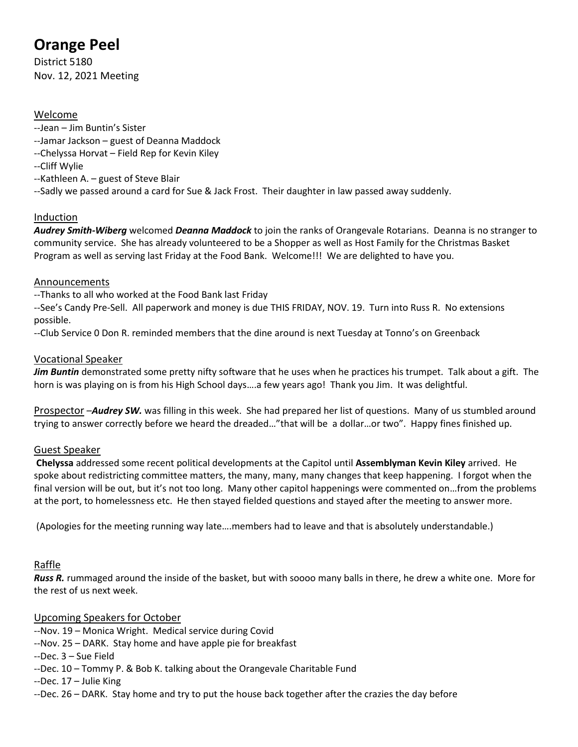# Orange Peel

District 5180
Nov. 12, 2021 Meeting

## Welcome

--Jean – Jim Buntin's Sister
--Jamar Jackson – guest of Deanna Maddock
--Chelyssa Horvat – Field Rep for Kevin Kiley
--Cliff Wylie
--Kathleen A. – guest of Steve Blair
--Sadly we passed around a card for Sue & Jack Frost. Their daughter in law passed away suddenly.

## Induction

***Audrey Smith-Wiberg*** welcomed ***Deanna Maddock*** to join the ranks of Orangevale Rotarians. Deanna is no stranger to community service. She has already volunteered to be a Shopper as well as Host Family for the Christmas Basket Program as well as serving last Friday at the Food Bank. Welcome!!! We are delighted to have you.

## Announcements

--Thanks to all who worked at the Food Bank last Friday
--See's Candy Pre-Sell. All paperwork and money is due THIS FRIDAY, NOV. 19. Turn into Russ R. No extensions possible.
--Club Service 0 Don R. reminded members that the dine around is next Tuesday at Tonno's on Greenback

## Vocational Speaker

***Jim Buntin*** demonstrated some pretty nifty software that he uses when he practices his trumpet. Talk about a gift. The horn is was playing on is from his High School days….a few years ago! Thank you Jim. It was delightful.

## Prospector

–***Audrey SW.*** was filling in this week. She had prepared her list of questions. Many of us stumbled around trying to answer correctly before we heard the dreaded…"that will be a dollar…or two". Happy fines finished up.

## Guest Speaker

**Chelyssa** addressed some recent political developments at the Capitol until **Assemblyman Kevin Kiley** arrived. He spoke about redistricting committee matters, the many, many, many changes that keep happening. I forgot when the final version will be out, but it's not too long. Many other capitol happenings were commented on…from the problems at the port, to homelessness etc. He then stayed fielded questions and stayed after the meeting to answer more.

(Apologies for the meeting running way late….members had to leave and that is absolutely understandable.)

## Raffle

***Russ R.*** rummaged around the inside of the basket, but with soooo many balls in there, he drew a white one. More for the rest of us next week.

## Upcoming Speakers for October

--Nov. 19 – Monica Wright. Medical service during Covid
--Nov. 25 – DARK. Stay home and have apple pie for breakfast
--Dec. 3 – Sue Field
--Dec. 10 – Tommy P. & Bob K. talking about the Orangevale Charitable Fund
--Dec. 17 – Julie King
--Dec. 26 – DARK. Stay home and try to put the house back together after the crazies the day before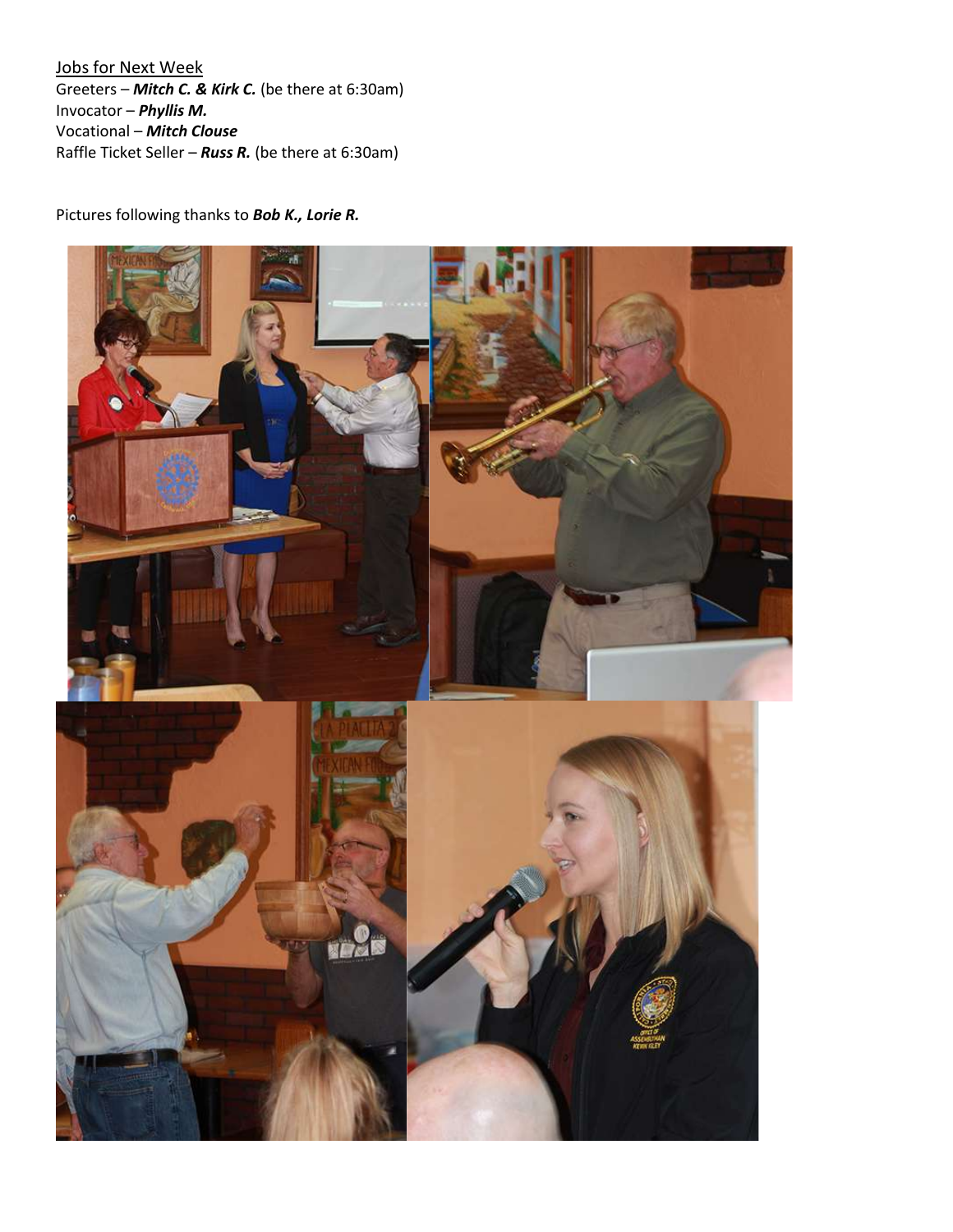Jobs for Next Week

Greeters – ***Mitch C. & Kirk C.*** (be there at 6:30am)  
Invocator – ***Phyllis M.***  
Vocational – ***Mitch Clouse***  
Raffle Ticket Seller – ***Russ R.*** (be there at 6:30am)

Pictures following thanks to ***Bob K., Lorie R.***